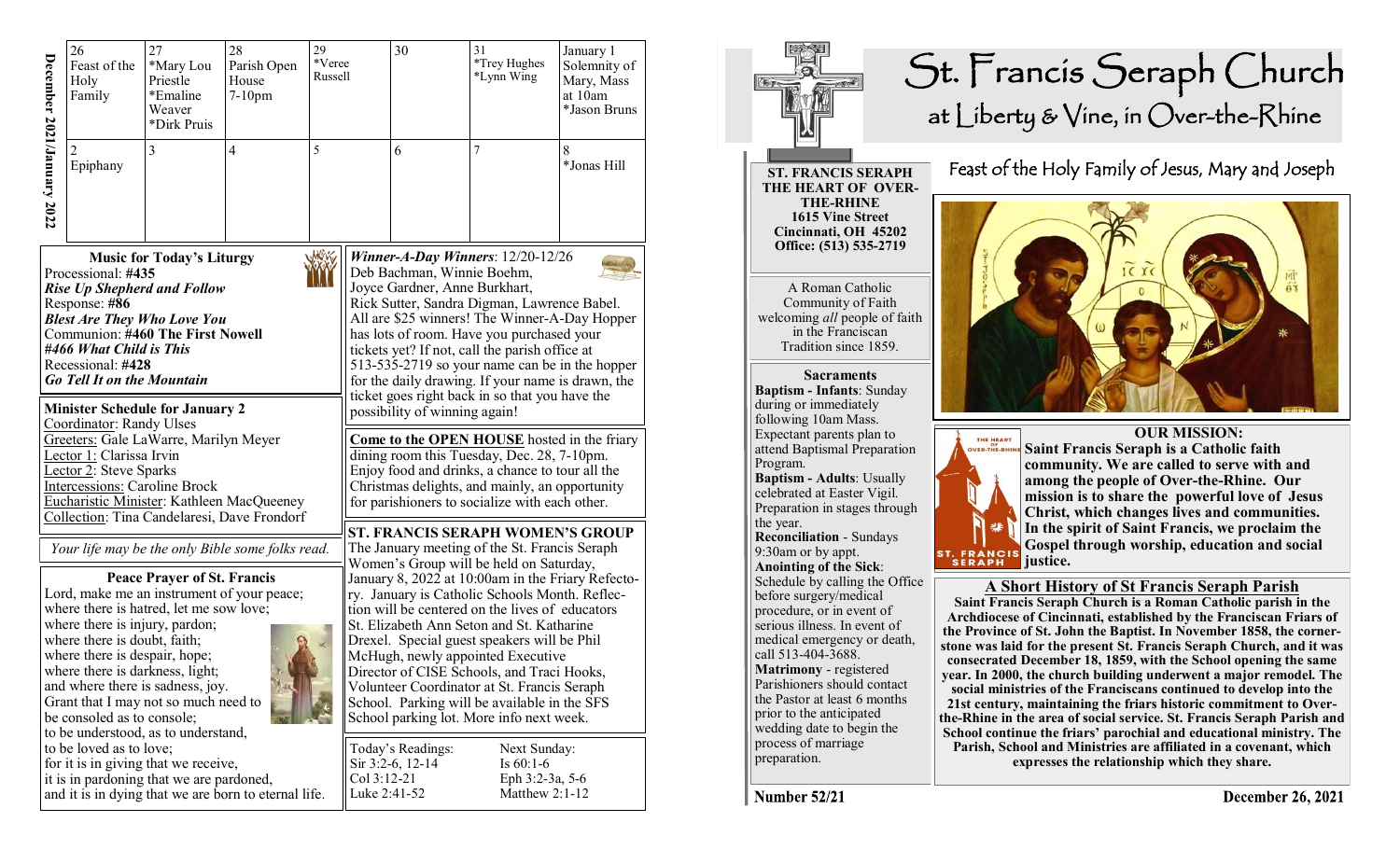# St. Francis Seraph Church

## at Liberty & Vine, in Over-the-Rhine

**ST. FRANCIS SERAPH THE HEART OF OVER-THE-RHINE**
**1615 Vine Street**
**Cincinnati, OH 45202**
**Office: (513) 535-2719**

A Roman Catholic Community of Faith welcoming *all* people of faith in the Franciscan Tradition since 1859.

**Sacraments**

**Baptism - Infants**: Sunday during or immediately following 10am Mass. Expectant parents plan to attend Baptismal Preparation Program.

**Baptism - Adults**: Usually celebrated at Easter Vigil. Preparation in stages through the year.

**Reconciliation** - Sundays 9:30am or by appt.

**Anointing of the Sick**: Schedule by calling the Office before surgery/medical procedure, or in event of serious illness. In event of medical emergency or death, call 513-404-3688.

**Matrimony** - registered Parishioners should contact the Pastor at least 6 months prior to the anticipated wedding date to begin the process of marriage preparation.

## Feast of the Holy Family of Jesus, Mary and Joseph

**OUR MISSION:**
**Saint Francis Seraph is a Catholic faith community. We are called to serve with and among the people of Over-the-Rhine. Our mission is to share the powerful love of Jesus Christ, which changes lives and communities. In the spirit of Saint Francis, we proclaim the Gospel through worship, education and social justice.**

### A Short History of St Francis Seraph Parish

**Saint Francis Seraph Church is a Roman Catholic parish in the Archdiocese of Cincinnati, established by the Franciscan Friars of the Province of St. John the Baptist. In November 1858, the cornerstone was laid for the present St. Francis Seraph Church, and it was consecrated December 18, 1859, with the School opening the same year. In 2000, the church building underwent a major remodel. The social ministries of the Franciscans continued to develop into the 21st century, maintaining the friars historic commitment to Over-the-Rhine in the area of social service. St. Francis Seraph Parish and School continue the friars' parochial and educational ministry. The Parish, School and Ministries are affiliated in a covenant, which expresses the relationship which they share.**

Number 52/21 — December 26, 2021

---

**December 2021/January 2022**

| 26 | 27 | 28 | 29 | 30 | 31 | January 1 |
|---|---|---|---|---|---|---|
| Feast of the Holy Family | *Mary Lou Priestle *Emaline Weaver *Dirk Pruis | Parish Open House 7-10pm | *Veree Russell | | *Trey Hughes *Lynn Wing | Solemnity of Mary, Mass at 10am *Jason Bruns |
| **2** | **3** | **4** | **5** | **6** | **7** | **8** |
| Epiphany | | | | | | *Jonas Hill |

### Music for Today's Liturgy

Processional: **#435**
***Rise Up Shepherd and Follow***
Response: **#86**
***Blest Are They Who Love You***
Communion: **#460 The First Nowell**
***#466 What Child is This***
Recessional: **#428**
***Go Tell It on the Mountain***

### Minister Schedule for January 2

Coordinator: Randy Ulses
Greeters: Gale LaWarre, Marilyn Meyer
Lector 1: Clarissa Irvin
Lector 2: Steve Sparks
Intercessions: Caroline Brock
Eucharistic Minister: Kathleen MacQueeney
Collection: Tina Candelaresi, Dave Frondorf

*Your life may be the only Bible some folks read.*

### Peace Prayer of St. Francis

Lord, make me an instrument of your peace;
where there is hatred, let me sow love;
where there is injury, pardon;
where there is doubt, faith;
where there is despair, hope;
where there is darkness, light;
and where there is sadness, joy.
Grant that I may not so much need to be consoled as to console;
to be understood, as to understand,
to be loved as to love;
for it is in giving that we receive,
it is in pardoning that we are pardoned,
and it is in dying that we are born to eternal life.

***Winner-A-Day Winners***: 12/20-12/26
Deb Bachman, Winnie Boehm, Joyce Gardner, Anne Burkhart, Rick Sutter, Sandra Digman, Lawrence Babel. All are $25 winners! The Winner-A-Day Hopper has lots of room. Have you purchased your tickets yet? If not, call the parish office at 513-535-2719 so your name can be in the hopper for the daily drawing. If your name is drawn, the ticket goes right back in so that you have the possibility of winning again!

**Come to the OPEN HOUSE** hosted in the friary dining room this Tuesday, Dec. 28, 7-10pm. Enjoy food and drinks, a chance to tour all the Christmas delights, and mainly, an opportunity for parishioners to socialize with each other.

### ST. FRANCIS SERAPH WOMEN'S GROUP

The January meeting of the St. Francis Seraph Women's Group will be held on Saturday, January 8, 2022 at 10:00am in the Friary Refectory. January is Catholic Schools Month. Reflection will be centered on the lives of educators St. Elizabeth Ann Seton and St. Katharine Drexel. Special guest speakers will be Phil McHugh, newly appointed Executive Director of CISE Schools, and Traci Hooks, Volunteer Coordinator at St. Francis Seraph School. Parking will be available in the SFS School parking lot. More info next week.

| Today's Readings: | Next Sunday: |
|---|---|
| Sir 3:2-6, 12-14 | Is 60:1-6 |
| Col 3:12-21 | Eph 3:2-3a, 5-6 |
| Luke 2:41-52 | Matthew 2:1-12 |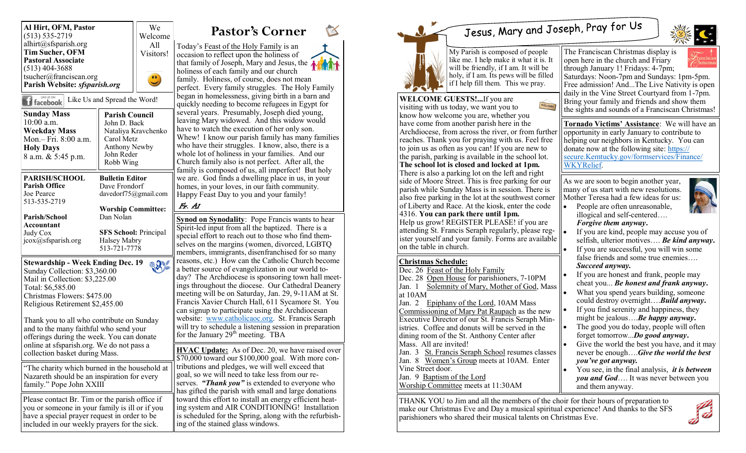**Al Hirt, OFM, Pastor**
(513) 535-2719
alhirt@sfsparish.org
**Tim Sucher, OFM**
**Pastoral Associate**
(513) 404-3688
tsucher@franciscan.org
**Parish Website: *sfsparish.org***

We Welcome All Visitors!

Like Us and Spread the Word!

**Sunday Mass**
10:00 a.m.
**Weekday Mass**
Mon.– Fri. 8:00 a.m.
**Holy Days**
8 a.m. & 5:45 p.m.

**Parish Council**
John D. Back
Nataliya Kravchenko
Carol Metz
Anthony Newby
John Reder
Robb Wing

**PARISH/SCHOOL**
**Parish Office**
Joe Pearce
513-535-2719

**Parish/School Accountant**
Judy Cox
jcox@sfsparish.org

**Bulletin Editor**
Dave Frondorf
davedorf75@gmail.com

**Worship Committee:**
Dan Nolan

**SFS School:** Principal
Halsey Mabry
513-721-7778

**Stewardship - Week Ending Dec. 19**
Sunday Collection: $3,360.00
Mail in Collection: $3,225.00
Total: $6,585.00
Christmas Flowers: $475.00
Religious Retirement $2,455.00

Thank you to all who contribute on Sunday and to the many faithful who send your offerings during the week. You can donate online at sfsparish.org. We do not pass a collection basket during Mass.

"The charity which burned in the household at Nazareth should be an inspiration for every family." Pope John XXIII

Please contact Br. Tim or the parish office if you or someone in your family is ill or if you have a special prayer request in order to be included in our weekly prayers for the sick.

# Pastor's Corner

Today's Feast of the Holy Family is an occasion to reflect upon the holiness of that family of Joseph, Mary and Jesus, the holiness of each family and our church family. Holiness, of course, does not mean perfect. Every family struggles. The Holy Family began in homelessness, giving birth in a barn and quickly needing to become refugees in Egypt for several years. Presumably, Joseph died young, leaving Mary widowed. And this widow would have to watch the execution of her only son. Whew! I know our parish family has many families who have their struggles. I know, also, there is a whole lot of holiness in your families. And our Church family also is not perfect. After all, the family is composed of us, all imperfect! But holy we are. God finds a dwelling place in us, in your homes, in your loves, in our faith community. Happy Feast Day to you and your family!

*Fr. Al*

**Synod on Synodality**: Pope Francis wants to hear Spirit-led input from all the baptized. There is a special effort to reach out to those who find themselves on the margins (women, divorced, LGBTQ members, immigrants, disenfranchised for so many reasons, etc.) How can the Catholic Church become a better source of evangelization in our world today? The Archdiocese is sponsoring town hall meetings throughout the diocese. Our Cathedral Deanery meeting will be on Saturday, Jan. 29, 9-11AM at St. Francis Xavier Church Hall, 611 Sycamore St. You can signup to participate using the Archdiocesan website: www.catholicaoc.org. St. Francis Seraph will try to schedule a listening session in preparation for the January 29th meeting. TBA

**HVAC Update:** As of Dec. 20, we have raised over $70,000 toward our $100,000 goal. With more contributions and pledges, we will exceed that goal, so we will need to take less from our reserves. ***"Thank you"*** is extended to everyone who has gifted the parish with small and large donations toward this effort to install an energy efficient heating system and AIR CONDITIONING! Installation is scheduled for the Spring, along with the refurbishing of the stained glass windows.

## Jesus, Mary and Joseph, Pray for Us

My Parish is composed of people like me. I help make it what it is. It will be friendly, if I am. It will be holy, if I am. Its pews will be filled if I help fill them. This we pray.

**WELCOME GUESTS!...**If you are visiting with us today, we want you to know how welcome you are, whether you have come from another parish here in the Archdiocese, from across the river, or from further reaches. Thank you for praying with us. Feel free to join us as often as you can! If you are new to the parish, parking is available in the school lot. **The school lot is closed and locked at 1pm.** There is also a parking lot on the left and right side of Moore Street. This is free parking for our parish while Sunday Mass is in session. There is also free parking in the lot at the southwest corner of Liberty and Race. At the kiosk, enter the code 4316. **You can park there until 1pm.** Help us grow! REGISTER PLEASE! if you are attending St. Francis Seraph regularly, please register yourself and your family. Forms are available on the table in church.

**Christmas Schedule:**
Dec. 26 Feast of the Holy Family
Dec. 28 Open House for parishioners, 7-10PM
Jan. 1 Solemnity of Mary, Mother of God, Mass at 10AM
Jan. 2 Epiphany of the Lord, 10AM Mass
Commissioning of Mary Pat Raupach as the new Executive Director of our St. Francis Seraph Ministries. Coffee and donuts will be served in the dining room of the St. Anthony Center after Mass. All are invited!
Jan. 3 St. Francis Seraph School resumes classes
Jan. 8 Women's Group meets at 10AM. Enter Vine Street door.
Jan. 9 Baptism of the Lord
Worship Committee meets at 11:30AM

The Franciscan Christmas display is open here in the church and Friary through January 1! Fridays: 4-7pm; Saturdays: Noon-7pm and Sundays: 1pm-5pm. Free admission! And...The Live Nativity is open daily in the Vine Street Courtyard from 1-7pm. Bring your family and friends and show them the sights and sounds of a Franciscan Christmas!

**Tornado Victims' Assistance**: We will have an opportunity in early January to contribute to helping our neighbors in Kentucky. You can donate now at the following site: https://secure.Kemtucky.gov/formservices/Finance/WKYRelief.

As we are soon to begin another year, many of us start with new resolutions. Mother Teresa had a few ideas for us:

- People are often unreasonable, illogical and self-centered…. ***Forgive them anyway***.
- If you are kind, people may accuse you of selfish, ulterior motives…. ***Be kind anyway***.
- If you are successful, you will win some false friends and some true enemies…. ***Succeed anyway.***
- If you are honest and frank, people may cheat you... ***Be honest and frank anyway***.
- What you spend years building, someone could destroy overnight….***Build anyway***.
- If you find serenity and happiness, they might be jealous….***Be happy anyway***.
- The good you do today, people will often forget tomorrow...***Do good anyway***.
- Give the world the best you have, and it may never be enough….***Give the world the best you've got anyway.***
- You see, in the final analysis, ***it is between you and God****….* It was never between you and them anyway.

THANK YOU to Jim and all the members of the choir for their hours of preparation to make our Christmas Eve and Day a musical spiritual experience! And thanks to the SFS parishioners who shared their musical talents on Christmas Eve.